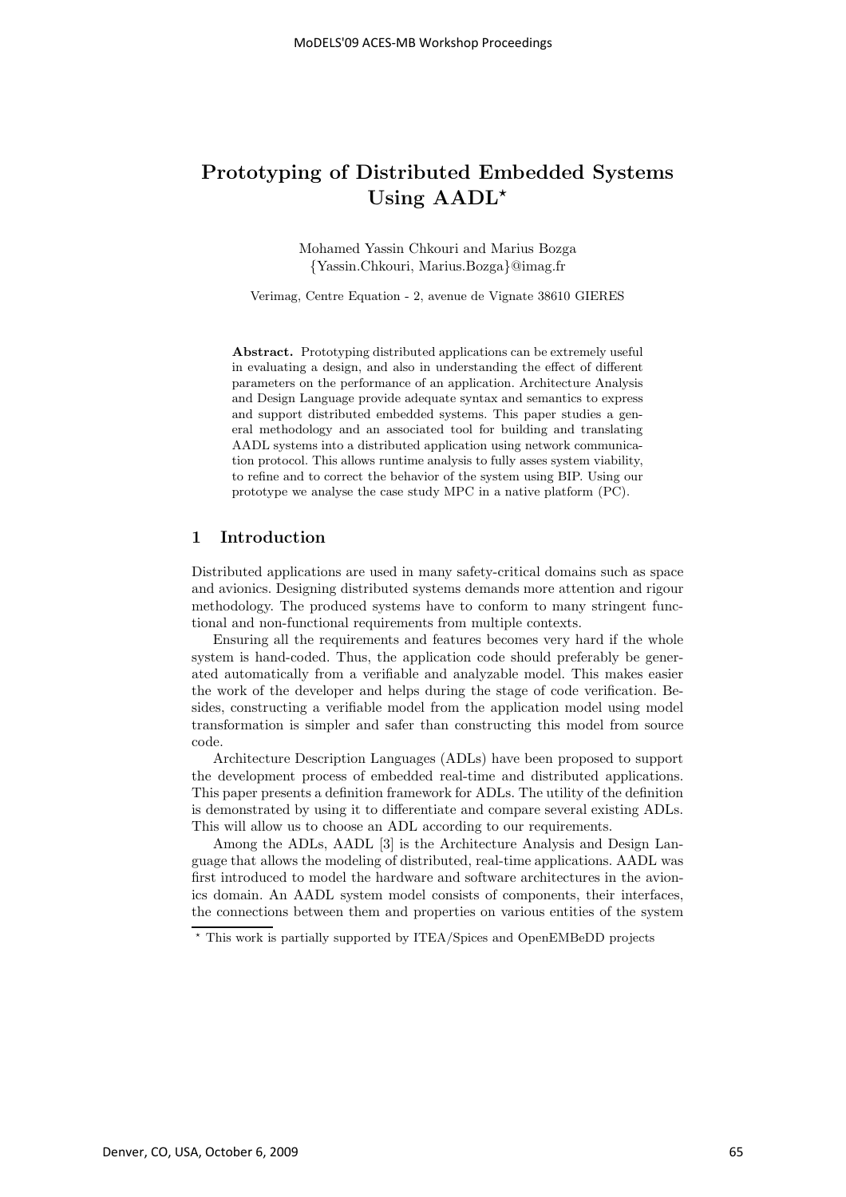# Prototyping of Distributed Embedded Systems Using AADL*

Mohamed Yassin Chkouri and Marius Bozga
{Yassin.Chkouri, Marius.Bozga}@imag.fr

Verimag, Centre Equation - 2, avenue de Vignate 38610 GIERES

**Abstract.** Prototyping distributed applications can be extremely useful in evaluating a design, and also in understanding the effect of different parameters on the performance of an application. Architecture Analysis and Design Language provide adequate syntax and semantics to express and support distributed embedded systems. This paper studies a general methodology and an associated tool for building and translating AADL systems into a distributed application using network communication protocol. This allows runtime analysis to fully asses system viability, to refine and to correct the behavior of the system using BIP. Using our prototype we analyse the case study MPC in a native platform (PC).

## 1 Introduction

Distributed applications are used in many safety-critical domains such as space and avionics. Designing distributed systems demands more attention and rigour methodology. The produced systems have to conform to many stringent functional and non-functional requirements from multiple contexts.

Ensuring all the requirements and features becomes very hard if the whole system is hand-coded. Thus, the application code should preferably be generated automatically from a verifiable and analyzable model. This makes easier the work of the developer and helps during the stage of code verification. Besides, constructing a verifiable model from the application model using model transformation is simpler and safer than constructing this model from source code.

Architecture Description Languages (ADLs) have been proposed to support the development process of embedded real-time and distributed applications. This paper presents a definition framework for ADLs. The utility of the definition is demonstrated by using it to differentiate and compare several existing ADLs. This will allow us to choose an ADL according to our requirements.

Among the ADLs, AADL [3] is the Architecture Analysis and Design Language that allows the modeling of distributed, real-time applications. AADL was first introduced to model the hardware and software architectures in the avionics domain. An AADL system model consists of components, their interfaces, the connections between them and properties on various entities of the system

* This work is partially supported by ITEA/Spices and OpenEMBeDD projects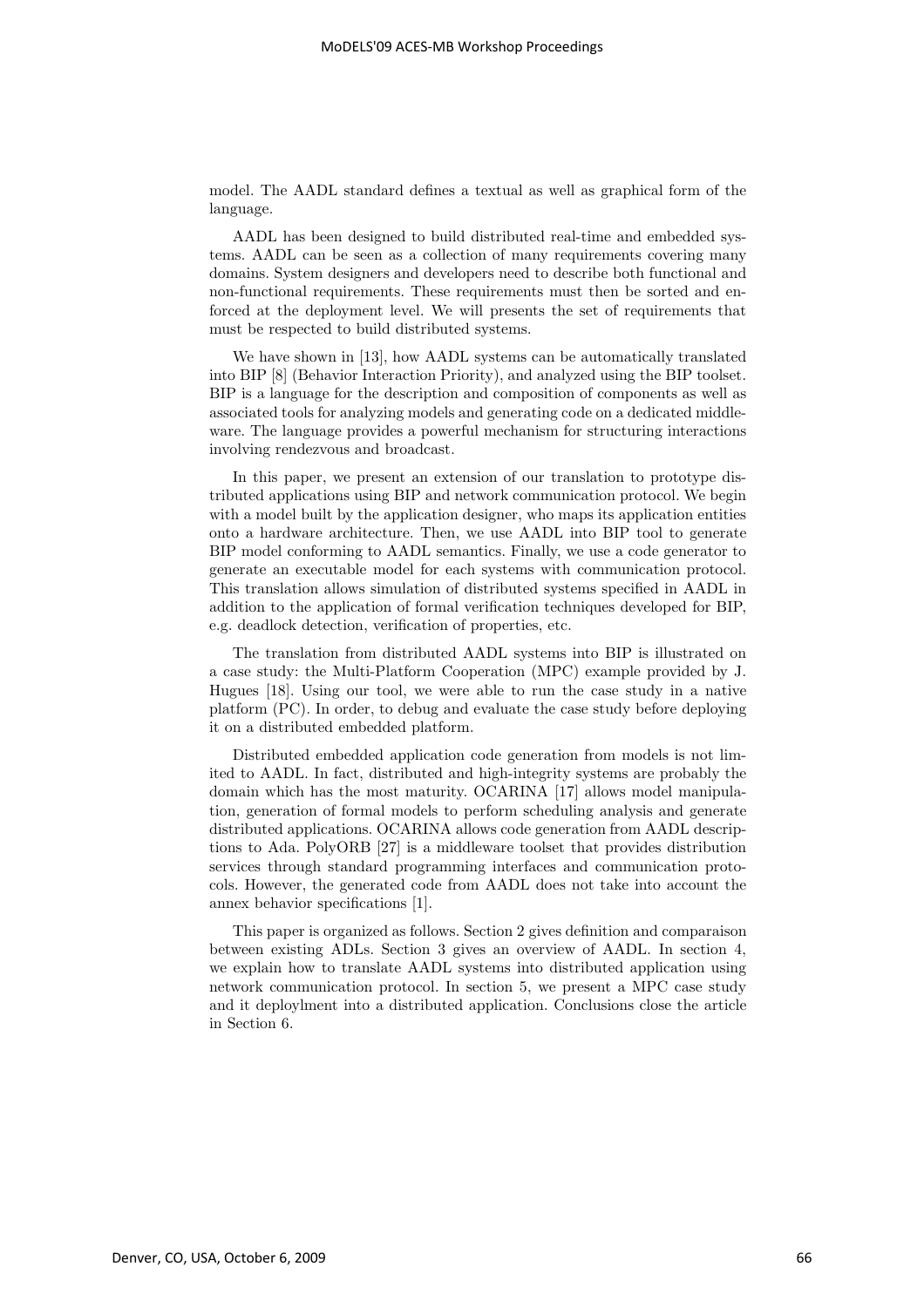model. The AADL standard defines a textual as well as graphical form of the language.

AADL has been designed to build distributed real-time and embedded systems. AADL can be seen as a collection of many requirements covering many domains. System designers and developers need to describe both functional and non-functional requirements. These requirements must then be sorted and enforced at the deployment level. We will presents the set of requirements that must be respected to build distributed systems.

We have shown in [13], how AADL systems can be automatically translated into BIP [8] (Behavior Interaction Priority), and analyzed using the BIP toolset. BIP is a language for the description and composition of components as well as associated tools for analyzing models and generating code on a dedicated middleware. The language provides a powerful mechanism for structuring interactions involving rendezvous and broadcast.

In this paper, we present an extension of our translation to prototype distributed applications using BIP and network communication protocol. We begin with a model built by the application designer, who maps its application entities onto a hardware architecture. Then, we use AADL into BIP tool to generate BIP model conforming to AADL semantics. Finally, we use a code generator to generate an executable model for each systems with communication protocol. This translation allows simulation of distributed systems specified in AADL in addition to the application of formal verification techniques developed for BIP, e.g. deadlock detection, verification of properties, etc.

The translation from distributed AADL systems into BIP is illustrated on a case study: the Multi-Platform Cooperation (MPC) example provided by J. Hugues [18]. Using our tool, we were able to run the case study in a native platform (PC). In order, to debug and evaluate the case study before deploying it on a distributed embedded platform.

Distributed embedded application code generation from models is not limited to AADL. In fact, distributed and high-integrity systems are probably the domain which has the most maturity. OCARINA [17] allows model manipulation, generation of formal models to perform scheduling analysis and generate distributed applications. OCARINA allows code generation from AADL descriptions to Ada. PolyORB [27] is a middleware toolset that provides distribution services through standard programming interfaces and communication protocols. However, the generated code from AADL does not take into account the annex behavior specifications [1].

This paper is organized as follows. Section 2 gives definition and comparaison between existing ADLs. Section 3 gives an overview of AADL. In section 4, we explain how to translate AADL systems into distributed application using network communication protocol. In section 5, we present a MPC case study and it deploylment into a distributed application. Conclusions close the article in Section 6.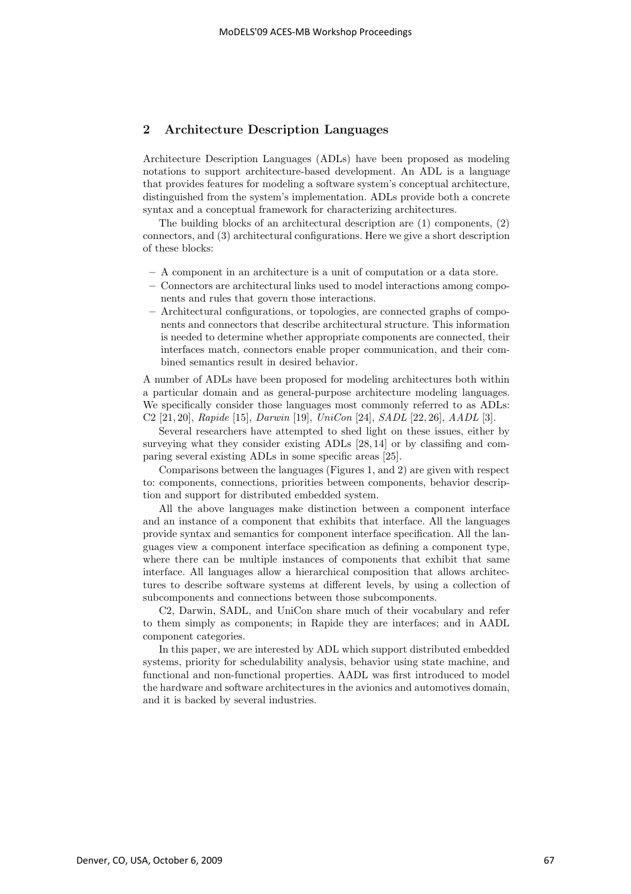## 2 Architecture Description Languages

Architecture Description Languages (ADLs) have been proposed as modeling notations to support architecture-based development. An ADL is a language that provides features for modeling a software system's conceptual architecture, distinguished from the system's implementation. ADLs provide both a concrete syntax and a conceptual framework for characterizing architectures.

The building blocks of an architectural description are (1) components, (2) connectors, and (3) architectural configurations. Here we give a short description of these blocks:

- A component in an architecture is a unit of computation or a data store.
- Connectors are architectural links used to model interactions among components and rules that govern those interactions.
- Architectural configurations, or topologies, are connected graphs of components and connectors that describe architectural structure. This information is needed to determine whether appropriate components are connected, their interfaces match, connectors enable proper communication, and their combined semantics result in desired behavior.

A number of ADLs have been proposed for modeling architectures both within a particular domain and as general-purpose architecture modeling languages. We specifically consider those languages most commonly referred to as ADLs: C2 [21, 20], *Rapide* [15], *Darwin* [19], *UniCon* [24], *SADL* [22, 26], *AADL* [3].

Several researchers have attempted to shed light on these issues, either by surveying what they consider existing ADLs [28, 14] or by classifing and comparing several existing ADLs in some specific areas [25].

Comparisons between the languages (Figures 1, and 2) are given with respect to: components, connections, priorities between components, behavior description and support for distributed embedded system.

All the above languages make distinction between a component interface and an instance of a component that exhibits that interface. All the languages provide syntax and semantics for component interface specification. All the languages view a component interface specification as defining a component type, where there can be multiple instances of components that exhibit that same interface. All languages allow a hierarchical composition that allows architectures to describe software systems at different levels, by using a collection of subcomponents and connections between those subcomponents.

C2, Darwin, SADL, and UniCon share much of their vocabulary and refer to them simply as components; in Rapide they are interfaces; and in AADL component categories.

In this paper, we are interested by ADL which support distributed embedded systems, priority for schedulability analysis, behavior using state machine, and functional and non-functional properties. AADL was first introduced to model the hardware and software architectures in the avionics and automotives domain, and it is backed by several industries.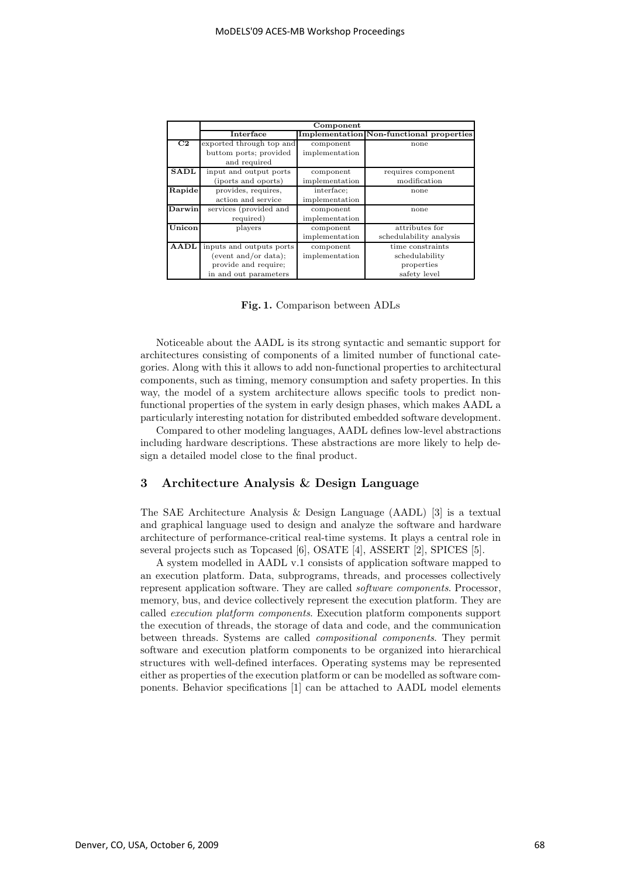| | Component | | |
|---|---|---|---|
| | **Interface** | **Implementation** | **Non-functional properties** |
| **C2** | exported through top and buttom ports; provided and required | component implementation | none |
| **SADL** | input and output ports (iports and oports) | component implementation | requires component modification |
| **Rapide** | provides, requires, action and service | interface; implementation | none |
| **Darwin** | services (provided and required) | component implementation | none |
| **Unicon** | players | component implementation | attributes for schedulability analysis |
| **AADL** | inputs and outputs ports (event and/or data); provide and require; in and out parameters | component implementation | time constraints schedulability properties safety level |

**Fig. 1.** Comparison between ADLs

Noticeable about the AADL is its strong syntactic and semantic support for architectures consisting of components of a limited number of functional categories. Along with this it allows to add non-functional properties to architectural components, such as timing, memory consumption and safety properties. In this way, the model of a system architecture allows specific tools to predict non-functional properties of the system in early design phases, which makes AADL a particularly interesting notation for distributed embedded software development.

Compared to other modeling languages, AADL defines low-level abstractions including hardware descriptions. These abstractions are more likely to help design a detailed model close to the final product.

## 3 Architecture Analysis & Design Language

The SAE Architecture Analysis & Design Language (AADL) [3] is a textual and graphical language used to design and analyze the software and hardware architecture of performance-critical real-time systems. It plays a central role in several projects such as Topcased [6], OSATE [4], ASSERT [2], SPICES [5].

A system modelled in AADL v.1 consists of application software mapped to an execution platform. Data, subprograms, threads, and processes collectively represent application software. They are called *software components*. Processor, memory, bus, and device collectively represent the execution platform. They are called *execution platform components*. Execution platform components support the execution of threads, the storage of data and code, and the communication between threads. Systems are called *compositional components*. They permit software and execution platform components to be organized into hierarchical structures with well-defined interfaces. Operating systems may be represented either as properties of the execution platform or can be modelled as software components. Behavior specifications [1] can be attached to AADL model elements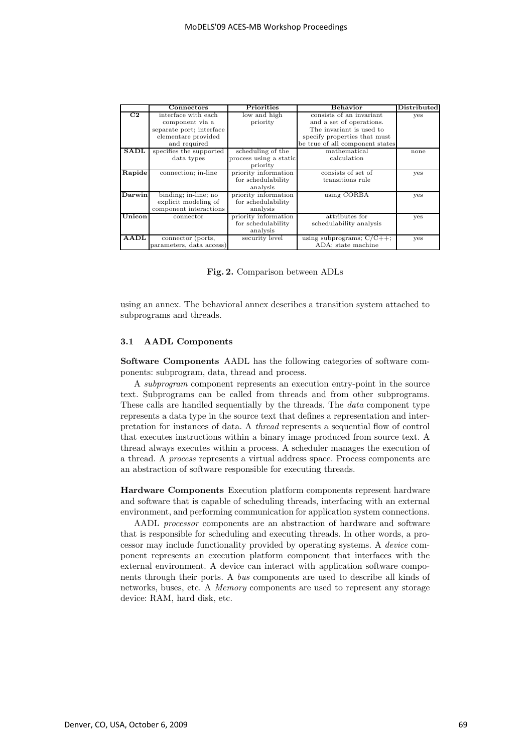|  | Connectors | Priorities | Behavior | Distributed |
| --- | --- | --- | --- | --- |
| **C2** | interface with each component via a separate port; interface elementare provided and required | low and high priority | consists of an invariant and a set of operations. The invariant is used to specify properties that must be true of all component states | yes |
| **SADL** | specifies the supported data types | scheduling of the process using a static priority | mathematical calculation | none |
| **Rapide** | connection; in-line | priority information for schedulability analysis | consists of set of transitions rule | yes |
| **Darwin** | binding; in-line; no explicit modeling of component interactions | priority information for schedulability analysis | using CORBA | yes |
| **Unicon** | connector | priority information for schedulability analysis | attributes for schedulability analysis | yes |
| **AADL** | connector (ports, parameters, data access) | security level | using subprograms; C/C++; ADA; state machine | yes |

**Fig. 2.** Comparison between ADLs

using an annex. The behavioral annex describes a transition system attached to subprograms and threads.

### 3.1 AADL Components

**Software Components** AADL has the following categories of software components: subprogram, data, thread and process.

A *subprogram* component represents an execution entry-point in the source text. Subprograms can be called from threads and from other subprograms. These calls are handled sequentially by the threads. The *data* component type represents a data type in the source text that defines a representation and interpretation for instances of data. A *thread* represents a sequential flow of control that executes instructions within a binary image produced from source text. A thread always executes within a process. A scheduler manages the execution of a thread. A *process* represents a virtual address space. Process components are an abstraction of software responsible for executing threads.

**Hardware Components** Execution platform components represent hardware and software that is capable of scheduling threads, interfacing with an external environment, and performing communication for application system connections.

AADL *processor* components are an abstraction of hardware and software that is responsible for scheduling and executing threads. In other words, a processor may include functionality provided by operating systems. A *device* component represents an execution platform component that interfaces with the external environment. A device can interact with application software components through their ports. A *bus* components are used to describe all kinds of networks, buses, etc. A *Memory* components are used to represent any storage device: RAM, hard disk, etc.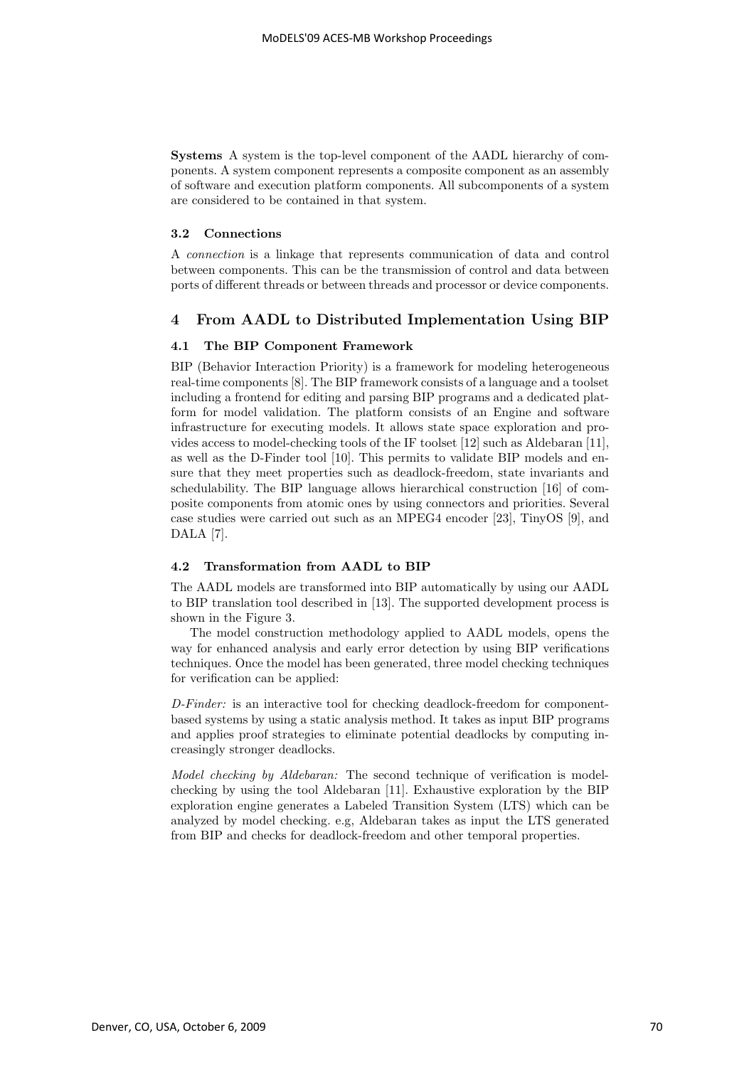**Systems** A system is the top-level component of the AADL hierarchy of components. A system component represents a composite component as an assembly of software and execution platform components. All subcomponents of a system are considered to be contained in that system.

### 3.2 Connections

A *connection* is a linkage that represents communication of data and control between components. This can be the transmission of control and data between ports of different threads or between threads and processor or device components.

## 4 From AADL to Distributed Implementation Using BIP

### 4.1 The BIP Component Framework

BIP (Behavior Interaction Priority) is a framework for modeling heterogeneous real-time components [8]. The BIP framework consists of a language and a toolset including a frontend for editing and parsing BIP programs and a dedicated platform for model validation. The platform consists of an Engine and software infrastructure for executing models. It allows state space exploration and provides access to model-checking tools of the IF toolset [12] such as Aldebaran [11], as well as the D-Finder tool [10]. This permits to validate BIP models and ensure that they meet properties such as deadlock-freedom, state invariants and schedulability. The BIP language allows hierarchical construction [16] of composite components from atomic ones by using connectors and priorities. Several case studies were carried out such as an MPEG4 encoder [23], TinyOS [9], and DALA [7].

### 4.2 Transformation from AADL to BIP

The AADL models are transformed into BIP automatically by using our AADL to BIP translation tool described in [13]. The supported development process is shown in the Figure 3.

The model construction methodology applied to AADL models, opens the way for enhanced analysis and early error detection by using BIP verifications techniques. Once the model has been generated, three model checking techniques for verification can be applied:

*D-Finder:* is an interactive tool for checking deadlock-freedom for component-based systems by using a static analysis method. It takes as input BIP programs and applies proof strategies to eliminate potential deadlocks by computing increasingly stronger deadlocks.

*Model checking by Aldebaran:* The second technique of verification is model-checking by using the tool Aldebaran [11]. Exhaustive exploration by the BIP exploration engine generates a Labeled Transition System (LTS) which can be analyzed by model checking. e.g, Aldebaran takes as input the LTS generated from BIP and checks for deadlock-freedom and other temporal properties.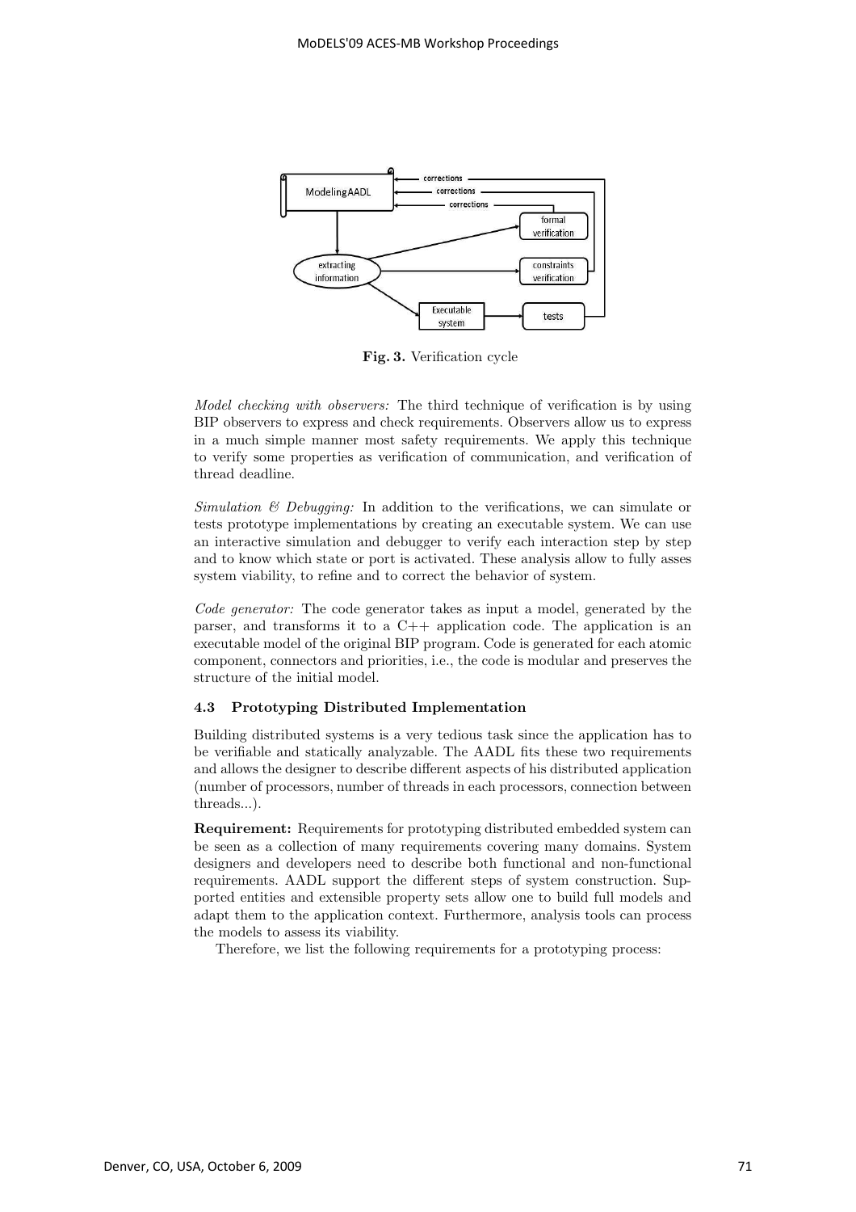Fig. 3. Verification cycle

*Model checking with observers:* The third technique of verification is by using BIP observers to express and check requirements. Observers allow us to express in a much simple manner most safety requirements. We apply this technique to verify some properties as verification of communication, and verification of thread deadline.

*Simulation & Debugging:* In addition to the verifications, we can simulate or tests prototype implementations by creating an executable system. We can use an interactive simulation and debugger to verify each interaction step by step and to know which state or port is activated. These analysis allow to fully asses system viability, to refine and to correct the behavior of system.

*Code generator:* The code generator takes as input a model, generated by the parser, and transforms it to a C++ application code. The application is an executable model of the original BIP program. Code is generated for each atomic component, connectors and priorities, i.e., the code is modular and preserves the structure of the initial model.

### 4.3 Prototyping Distributed Implementation

Building distributed systems is a very tedious task since the application has to be verifiable and statically analyzable. The AADL fits these two requirements and allows the designer to describe different aspects of his distributed application (number of processors, number of threads in each processors, connection between threads...).

**Requirement:** Requirements for prototyping distributed embedded system can be seen as a collection of many requirements covering many domains. System designers and developers need to describe both functional and non-functional requirements. AADL support the different steps of system construction. Supported entities and extensible property sets allow one to build full models and adapt them to the application context. Furthermore, analysis tools can process the models to assess its viability.

Therefore, we list the following requirements for a prototyping process: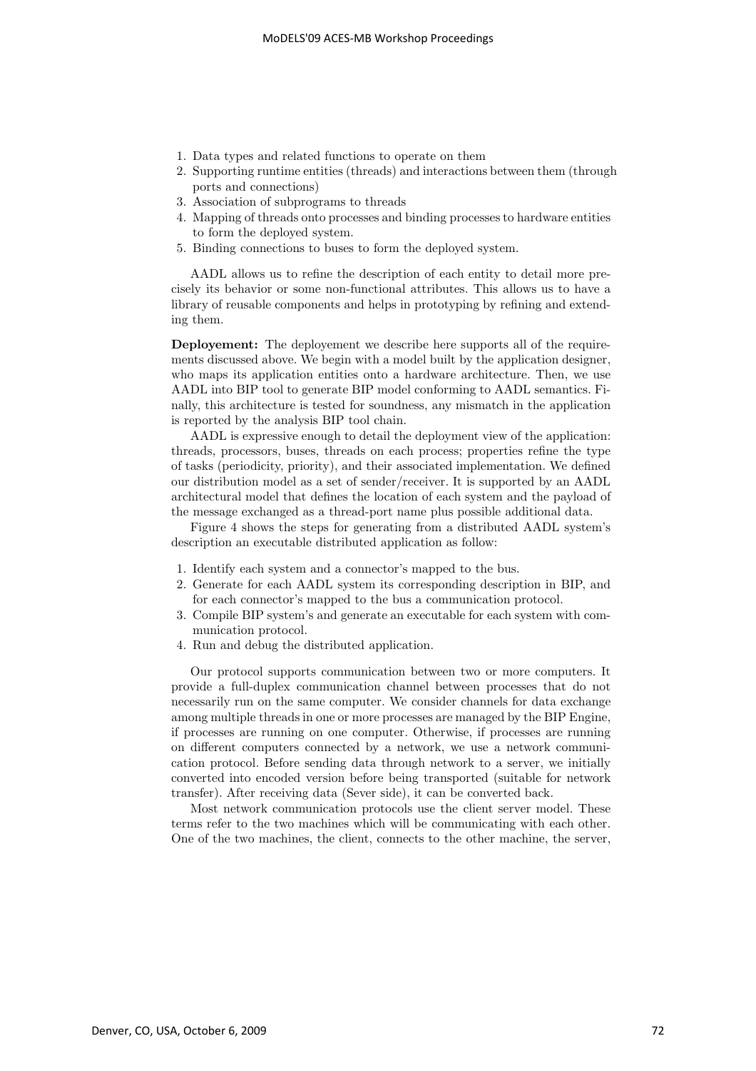1. Data types and related functions to operate on them
2. Supporting runtime entities (threads) and interactions between them (through ports and connections)
3. Association of subprograms to threads
4. Mapping of threads onto processes and binding processes to hardware entities to form the deployed system.
5. Binding connections to buses to form the deployed system.

AADL allows us to refine the description of each entity to detail more precisely its behavior or some non-functional attributes. This allows us to have a library of reusable components and helps in prototyping by refining and extending them.

**Deployement:** The deployement we describe here supports all of the requirements discussed above. We begin with a model built by the application designer, who maps its application entities onto a hardware architecture. Then, we use AADL into BIP tool to generate BIP model conforming to AADL semantics. Finally, this architecture is tested for soundness, any mismatch in the application is reported by the analysis BIP tool chain.

AADL is expressive enough to detail the deployment view of the application: threads, processors, buses, threads on each process; properties refine the type of tasks (periodicity, priority), and their associated implementation. We defined our distribution model as a set of sender/receiver. It is supported by an AADL architectural model that defines the location of each system and the payload of the message exchanged as a thread-port name plus possible additional data.

Figure 4 shows the steps for generating from a distributed AADL system's description an executable distributed application as follow:

1. Identify each system and a connector's mapped to the bus.
2. Generate for each AADL system its corresponding description in BIP, and for each connector's mapped to the bus a communication protocol.
3. Compile BIP system's and generate an executable for each system with communication protocol.
4. Run and debug the distributed application.

Our protocol supports communication between two or more computers. It provide a full-duplex communication channel between processes that do not necessarily run on the same computer. We consider channels for data exchange among multiple threads in one or more processes are managed by the BIP Engine, if processes are running on one computer. Otherwise, if processes are running on different computers connected by a network, we use a network communication protocol. Before sending data through network to a server, we initially converted into encoded version before being transported (suitable for network transfer). After receiving data (Sever side), it can be converted back.

Most network communication protocols use the client server model. These terms refer to the two machines which will be communicating with each other. One of the two machines, the client, connects to the other machine, the server,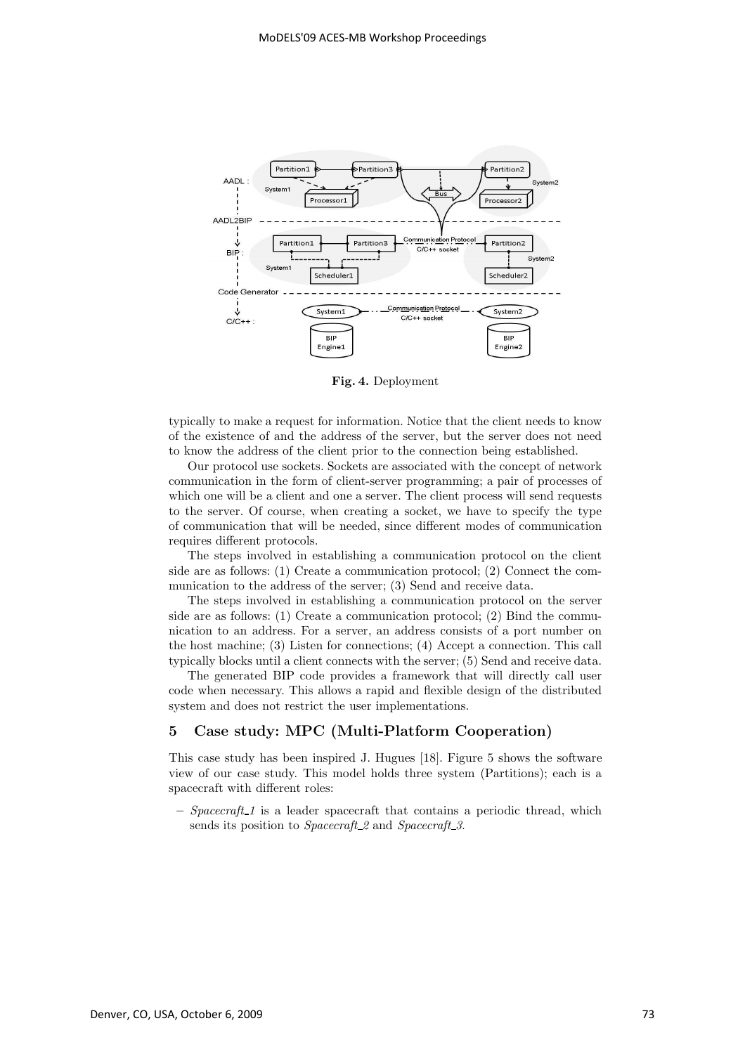Fig. 4. Deployment

typically to make a request for information. Notice that the client needs to know of the existence of and the address of the server, but the server does not need to know the address of the client prior to the connection being established.

Our protocol use sockets. Sockets are associated with the concept of network communication in the form of client-server programming; a pair of processes of which one will be a client and one a server. The client process will send requests to the server. Of course, when creating a socket, we have to specify the type of communication that will be needed, since different modes of communication requires different protocols.

The steps involved in establishing a communication protocol on the client side are as follows: (1) Create a communication protocol; (2) Connect the communication to the address of the server; (3) Send and receive data.

The steps involved in establishing a communication protocol on the server side are as follows: (1) Create a communication protocol; (2) Bind the communication to an address. For a server, an address consists of a port number on the host machine; (3) Listen for connections; (4) Accept a connection. This call typically blocks until a client connects with the server; (5) Send and receive data.

The generated BIP code provides a framework that will directly call user code when necessary. This allows a rapid and flexible design of the distributed system and does not restrict the user implementations.

## 5 Case study: MPC (Multi-Platform Cooperation)

This case study has been inspired J. Hugues [18]. Figure 5 shows the software view of our case study. This model holds three system (Partitions); each is a spacecraft with different roles:

– *Spacecraft_1* is a leader spacecraft that contains a periodic thread, which sends its position to *Spacecraft_2* and *Spacecraft_3*.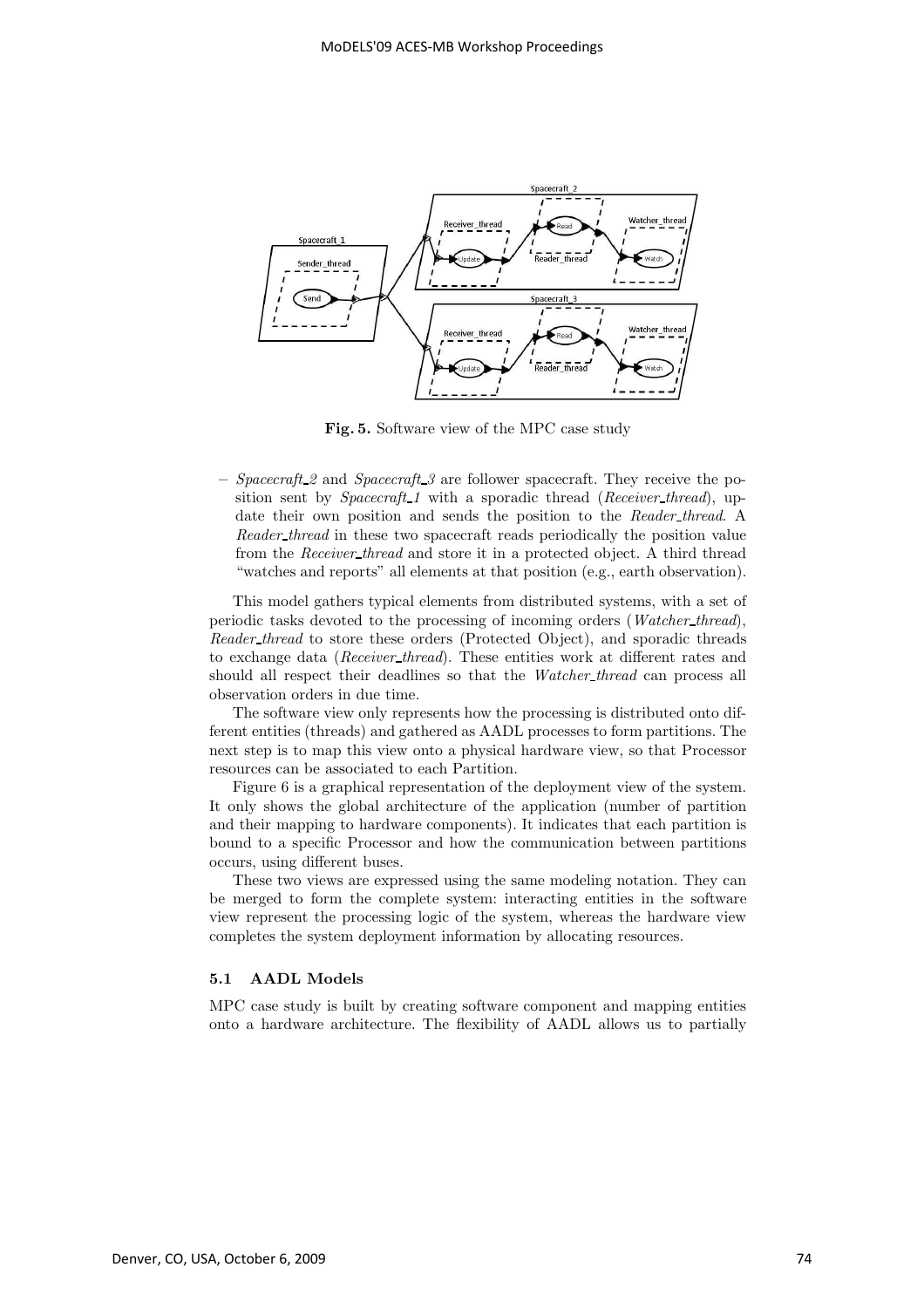**Fig. 5.** Software view of the MPC case study

– *Spacecraft_2* and *Spacecraft_3* are follower spacecraft. They receive the position sent by *Spacecraft_1* with a sporadic thread (*Receiver_thread*), update their own position and sends the position to the *Reader_thread*. A *Reader_thread* in these two spacecraft reads periodically the position value from the *Receiver_thread* and store it in a protected object. A third thread "watches and reports" all elements at that position (e.g., earth observation).

This model gathers typical elements from distributed systems, with a set of periodic tasks devoted to the processing of incoming orders (*Watcher_thread*), *Reader_thread* to store these orders (Protected Object), and sporadic threads to exchange data (*Receiver_thread*). These entities work at different rates and should all respect their deadlines so that the *Watcher_thread* can process all observation orders in due time.

The software view only represents how the processing is distributed onto different entities (threads) and gathered as AADL processes to form partitions. The next step is to map this view onto a physical hardware view, so that Processor resources can be associated to each Partition.

Figure 6 is a graphical representation of the deployment view of the system. It only shows the global architecture of the application (number of partition and their mapping to hardware components). It indicates that each partition is bound to a specific Processor and how the communication between partitions occurs, using different buses.

These two views are expressed using the same modeling notation. They can be merged to form the complete system: interacting entities in the software view represent the processing logic of the system, whereas the hardware view completes the system deployment information by allocating resources.

### 5.1 AADL Models

MPC case study is built by creating software component and mapping entities onto a hardware architecture. The flexibility of AADL allows us to partially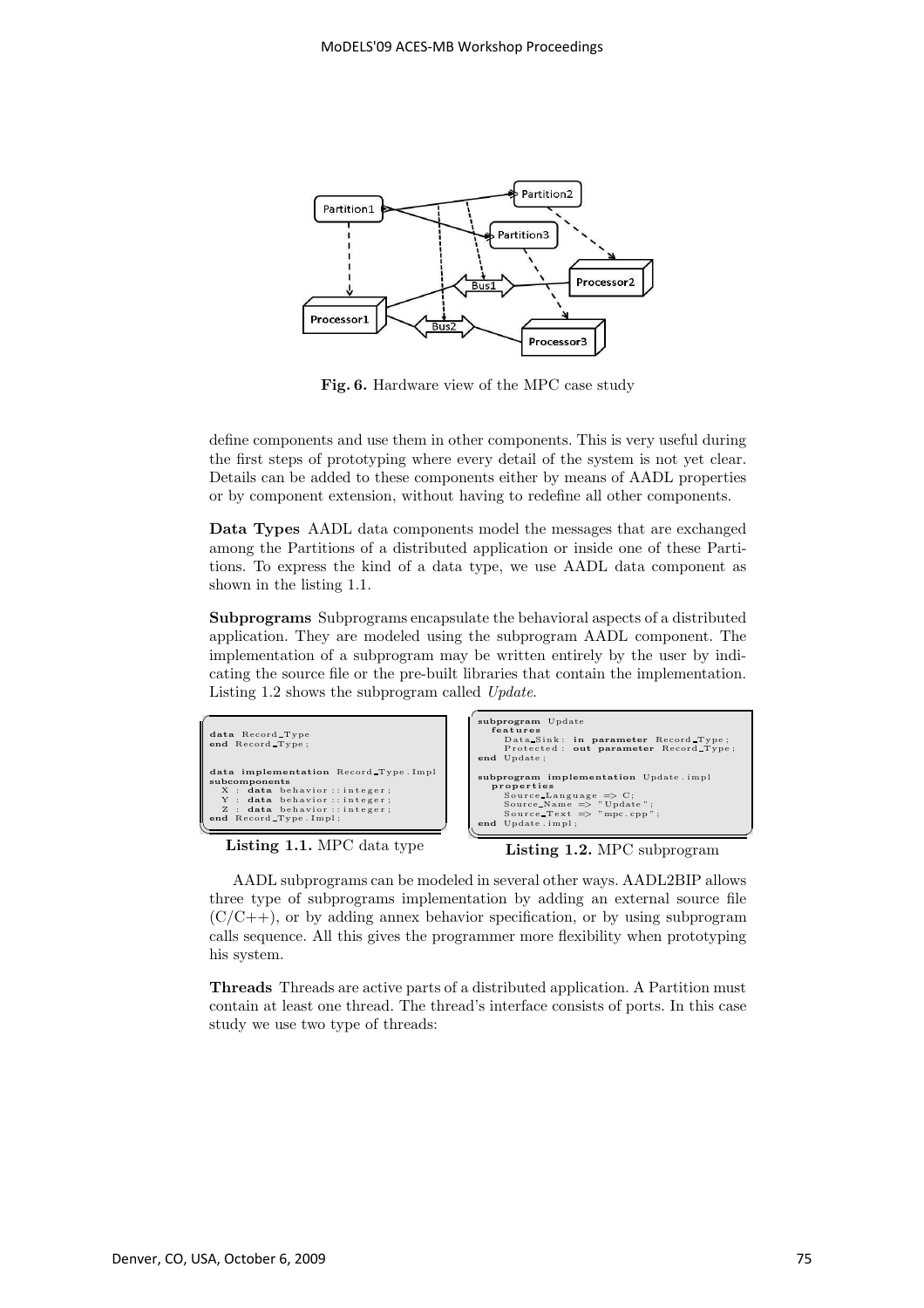**Fig. 6.** Hardware view of the MPC case study

define components and use them in other components. This is very useful during the first steps of prototyping where every detail of the system is not yet clear. Details can be added to these components either by means of AADL properties or by component extension, without having to redefine all other components.

**Data Types** AADL data components model the messages that are exchanged among the Partitions of a distributed application or inside one of these Partitions. To express the kind of a data type, we use AADL data component as shown in the listing 1.1.

**Subprograms** Subprograms encapsulate the behavioral aspects of a distributed application. They are modeled using the subprogram AADL component. The implementation of a subprogram may be written entirely by the user by indicating the source file or the pre-built libraries that contain the implementation. Listing 1.2 shows the subprogram called *Update*.

```
data Record_Type
end Record_Type;

data implementation Record_Type.Impl
subcomponents
  X : data behavior::integer;
  Y : data behavior::integer;
  Z : data behavior::integer;
end Record_Type.Impl;
```

**Listing 1.1.** MPC data type

```
subprogram Update
  features
    Data_Sink: in parameter Record_Type;
    Protected: out parameter Record_Type;
end Update;

subprogram implementation Update.impl
  properties
    Source_Language => C;
    Source_Name => "Update";
    Source_Text => "mpc.cpp";
end Update.impl;
```

**Listing 1.2.** MPC subprogram

AADL subprograms can be modeled in several other ways. AADL2BIP allows three type of subprograms implementation by adding an external source file (C/C++), or by adding annex behavior specification, or by using subprogram calls sequence. All this gives the programmer more flexibility when prototyping his system.

**Threads** Threads are active parts of a distributed application. A Partition must contain at least one thread. The thread's interface consists of ports. In this case study we use two type of threads: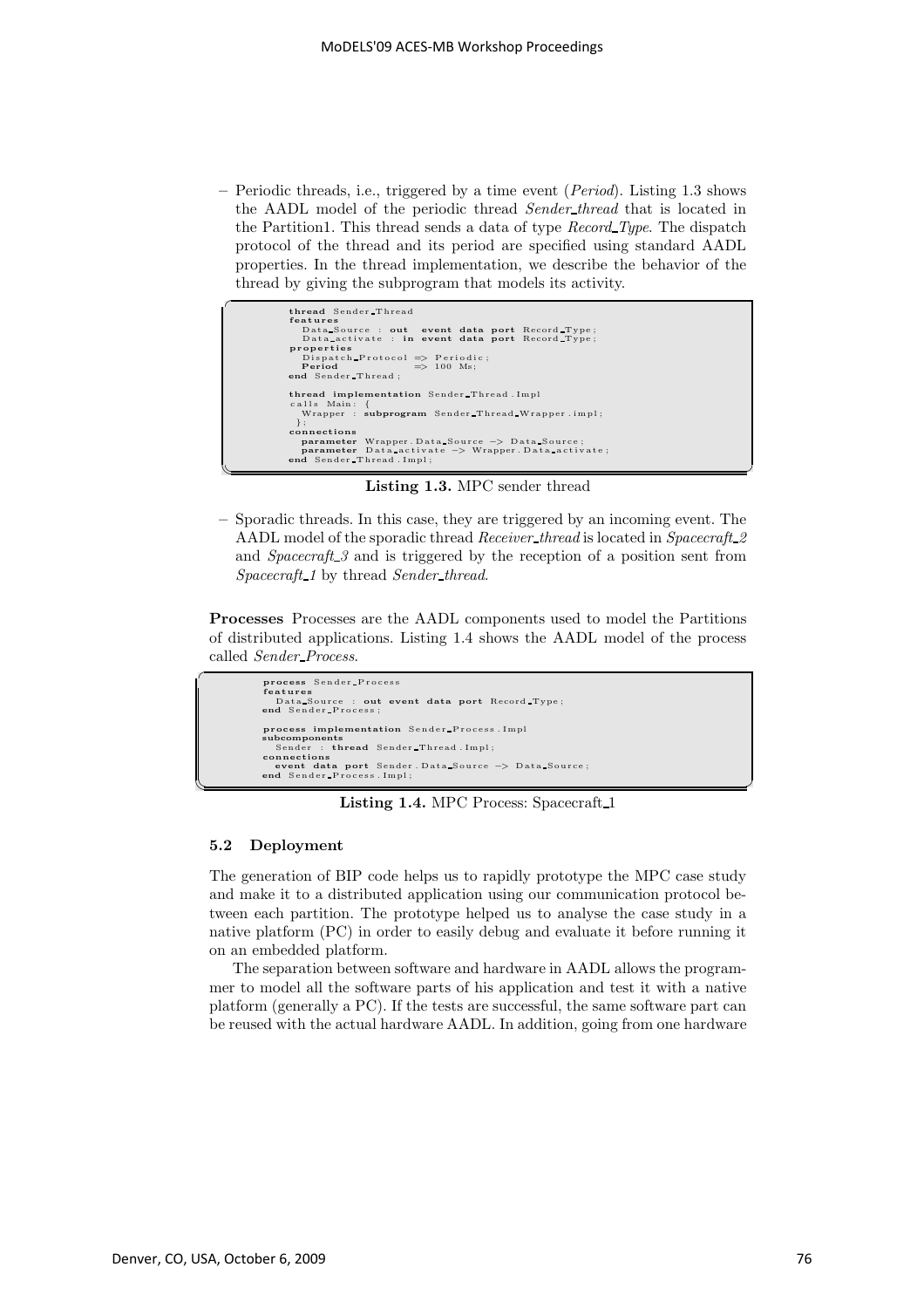– Periodic threads, i.e., triggered by a time event (*Period*). Listing 1.3 shows the AADL model of the periodic thread *Sender_thread* that is located in the Partition1. This thread sends a data of type *Record_Type*. The dispatch protocol of the thread and its period are specified using standard AADL properties. In the thread implementation, we describe the behavior of the thread by giving the subprogram that models its activity.

```
thread Sender_Thread
features
  Data_Source : out  event data port Record_Type;
  Data_activate : in event data port Record_Type;
properties
  Dispatch_Protocol => Periodic;
  Period            => 100 Ms;
end Sender_Thread;

thread implementation Sender_Thread.Impl
calls Main: {
  Wrapper : subprogram Sender_Thread_Wrapper.impl;
  };
connections
  parameter Wrapper.Data_Source -> Data_Source;
  parameter Data_activate -> Wrapper.Data_activate;
end Sender_Thread.Impl;
```

**Listing 1.3.** MPC sender thread

– Sporadic threads. In this case, they are triggered by an incoming event. The AADL model of the sporadic thread *Receiver_thread* is located in *Spacecraft_2* and *Spacecraft_3* and is triggered by the reception of a position sent from *Spacecraft_1* by thread *Sender_thread*.

**Processes** Processes are the AADL components used to model the Partitions of distributed applications. Listing 1.4 shows the AADL model of the process called *Sender_Process*.

```
process Sender_Process
features
  Data_Source : out event data port Record_Type;
end Sender_Process;

process implementation Sender_Process.Impl
subcomponents
  Sender : thread Sender_Thread.Impl;
connections
  event data port Sender.Data_Source -> Data_Source;
end Sender_Process.Impl;
```

**Listing 1.4.** MPC Process: Spacecraft_1

### 5.2 Deployment

The generation of BIP code helps us to rapidly prototype the MPC case study and make it to a distributed application using our communication protocol between each partition. The prototype helped us to analyse the case study in a native platform (PC) in order to easily debug and evaluate it before running it on an embedded platform.

The separation between software and hardware in AADL allows the programmer to model all the software parts of his application and test it with a native platform (generally a PC). If the tests are successful, the same software part can be reused with the actual hardware AADL. In addition, going from one hardware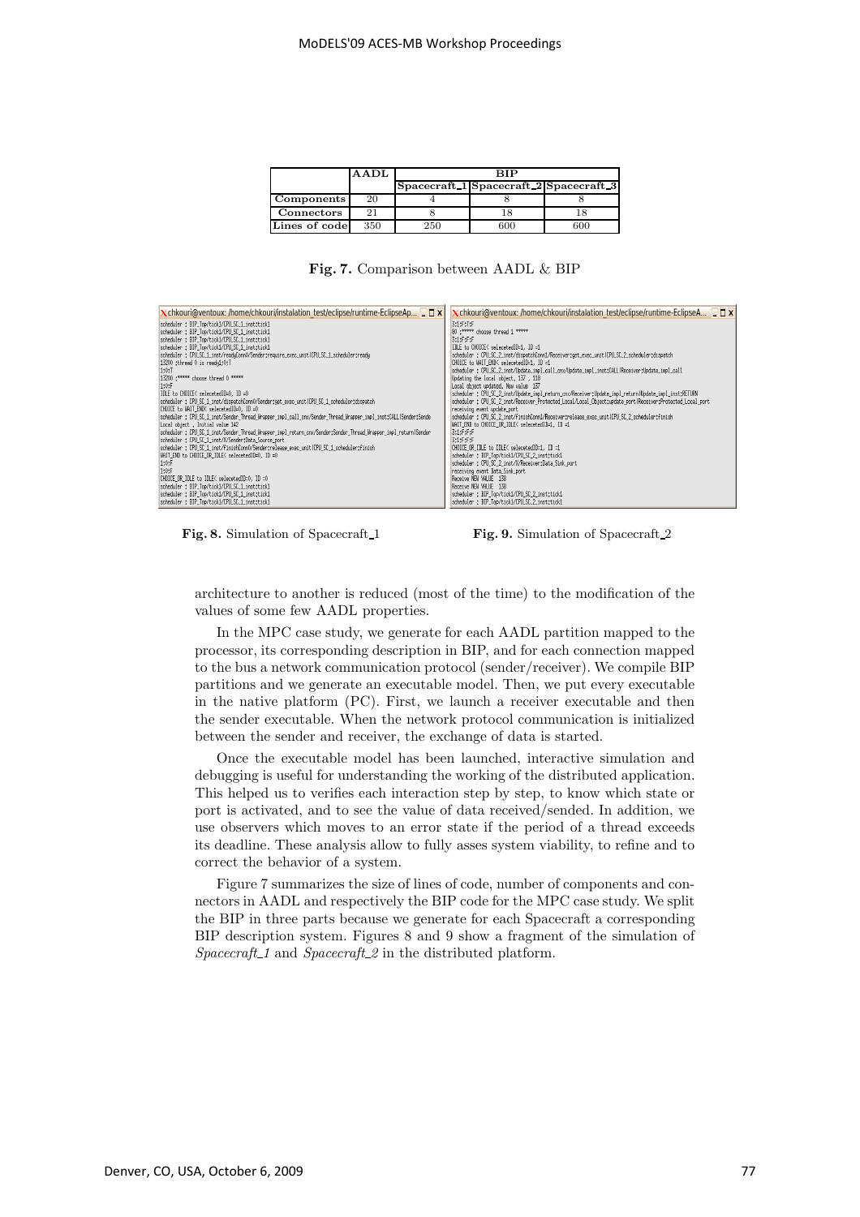| | AADL | BIP | | |
|---|---|---|---|---|
| | | Spacecraft_1 | Spacecraft_2 | Spacecraft_3 |
| Components | 20 | 4 | 8 | 8 |
| Connectors | 21 | 8 | 18 | 18 |
| Lines of code | 350 | 250 | 600 | 600 |

**Fig. 7.** Comparison between AADL & BIP

**Fig. 8.** Simulation of Spacecraft_1

**Fig. 9.** Simulation of Spacecraft_2

architecture to another is reduced (most of the time) to the modification of the values of some few AADL properties.

In the MPC case study, we generate for each AADL partition mapped to the processor, its corresponding description in BIP, and for each connection mapped to the bus a network communication protocol (sender/receiver). We compile BIP partitions and we generate an executable model. Then, we put every executable in the native platform (PC). First, we launch a receiver executable and then the sender executable. When the network protocol communication is initialized between the sender and receiver, the exchange of data is started.

Once the executable model has been launched, interactive simulation and debugging is useful for understanding the working of the distributed application. This helped us to verifies each interaction step by step, to know which state or port is activated, and to see the value of data received/sended. In addition, we use observers which moves to an error state if the period of a thread exceeds its deadline. These analysis allow to fully asses system viability, to refine and to correct the behavior of a system.

Figure 7 summarizes the size of lines of code, number of components and connectors in AADL and respectively the BIP code for the MPC case study. We split the BIP in three parts because we generate for each Spacecraft a corresponding BIP description system. Figures 8 and 9 show a fragment of the simulation of *Spacecraft_1* and *Spacecraft_2* in the distributed platform.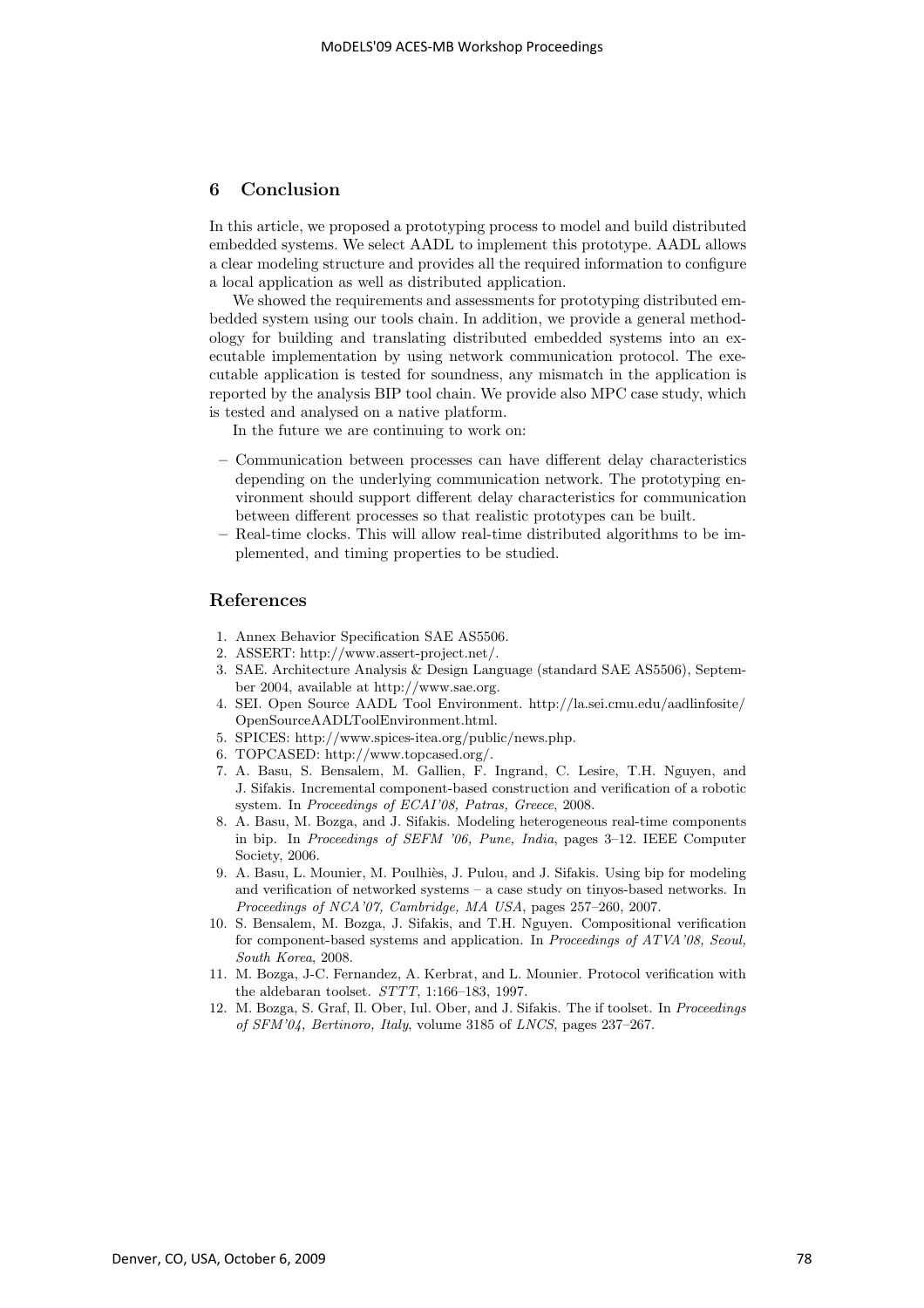## 6 Conclusion

In this article, we proposed a prototyping process to model and build distributed embedded systems. We select AADL to implement this prototype. AADL allows a clear modeling structure and provides all the required information to configure a local application as well as distributed application.

We showed the requirements and assessments for prototyping distributed embedded system using our tools chain. In addition, we provide a general methodology for building and translating distributed embedded systems into an executable implementation by using network communication protocol. The executable application is tested for soundness, any mismatch in the application is reported by the analysis BIP tool chain. We provide also MPC case study, which is tested and analysed on a native platform.

In the future we are continuing to work on:

- Communication between processes can have different delay characteristics depending on the underlying communication network. The prototyping environment should support different delay characteristics for communication between different processes so that realistic prototypes can be built.
- Real-time clocks. This will allow real-time distributed algorithms to be implemented, and timing properties to be studied.

## References

1. Annex Behavior Specification SAE AS5506.
2. ASSERT: http://www.assert-project.net/.
3. SAE. Architecture Analysis & Design Language (standard SAE AS5506), September 2004, available at http://www.sae.org.
4. SEI. Open Source AADL Tool Environment. http://la.sei.cmu.edu/aadlinfosite/OpenSourceAADLToolEnvironment.html.
5. SPICES: http://www.spices-itea.org/public/news.php.
6. TOPCASED: http://www.topcased.org/.
7. A. Basu, S. Bensalem, M. Gallien, F. Ingrand, C. Lesire, T.H. Nguyen, and J. Sifakis. Incremental component-based construction and verification of a robotic system. In *Proceedings of ECAI'08, Patras, Greece*, 2008.
8. A. Basu, M. Bozga, and J. Sifakis. Modeling heterogeneous real-time components in bip. In *Proceedings of SEFM '06, Pune, India*, pages 3–12. IEEE Computer Society, 2006.
9. A. Basu, L. Mounier, M. Poulhiès, J. Pulou, and J. Sifakis. Using bip for modeling and verification of networked systems – a case study on tinyos-based networks. In *Proceedings of NCA'07, Cambridge, MA USA*, pages 257–260, 2007.
10. S. Bensalem, M. Bozga, J. Sifakis, and T.H. Nguyen. Compositional verification for component-based systems and application. In *Proceedings of ATVA'08, Seoul, South Korea*, 2008.
11. M. Bozga, J-C. Fernandez, A. Kerbrat, and L. Mounier. Protocol verification with the aldebaran toolset. *STTT*, 1:166–183, 1997.
12. M. Bozga, S. Graf, Il. Ober, Iul. Ober, and J. Sifakis. The if toolset. In *Proceedings of SFM'04, Bertinoro, Italy*, volume 3185 of *LNCS*, pages 237–267.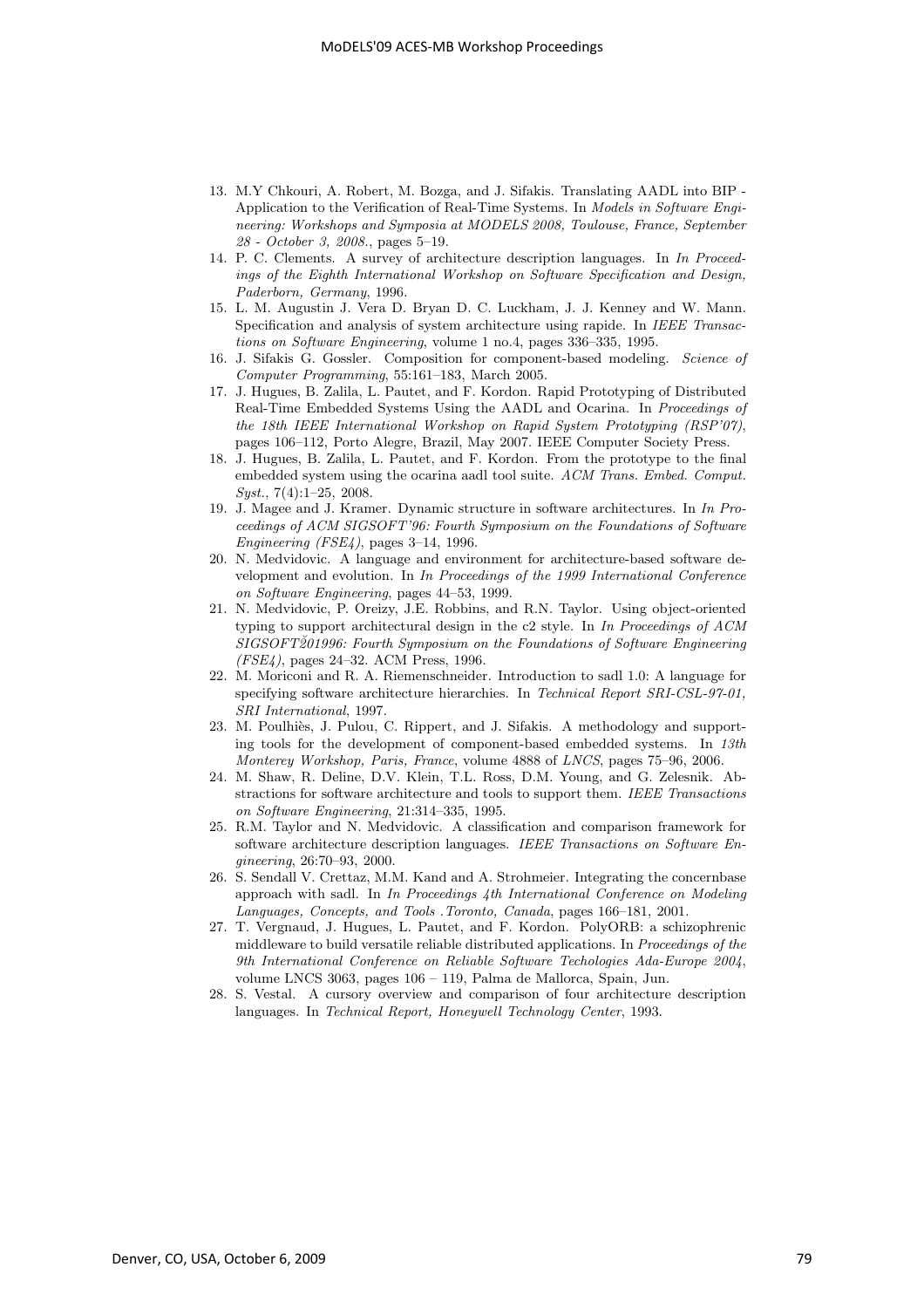13. M.Y Chkouri, A. Robert, M. Bozga, and J. Sifakis. Translating AADL into BIP - Application to the Verification of Real-Time Systems. In *Models in Software Engineering: Workshops and Symposia at MODELS 2008, Toulouse, France, September 28 - October 3, 2008.*, pages 5–19.
14. P. C. Clements. A survey of architecture description languages. In *In Proceedings of the Eighth International Workshop on Software Specification and Design, Paderborn, Germany*, 1996.
15. L. M. Augustin J. Vera D. Bryan D. C. Luckham, J. J. Kenney and W. Mann. Specification and analysis of system architecture using rapide. In *IEEE Transactions on Software Engineering*, volume 1 no.4, pages 336–335, 1995.
16. J. Sifakis G. Gossler. Composition for component-based modeling. *Science of Computer Programming*, 55:161–183, March 2005.
17. J. Hugues, B. Zalila, L. Pautet, and F. Kordon. Rapid Prototyping of Distributed Real-Time Embedded Systems Using the AADL and Ocarina. In *Proceedings of the 18th IEEE International Workshop on Rapid System Prototyping (RSP'07)*, pages 106–112, Porto Alegre, Brazil, May 2007. IEEE Computer Society Press.
18. J. Hugues, B. Zalila, L. Pautet, and F. Kordon. From the prototype to the final embedded system using the ocarina aadl tool suite. *ACM Trans. Embed. Comput. Syst.*, 7(4):1–25, 2008.
19. J. Magee and J. Kramer. Dynamic structure in software architectures. In *In Proceedings of ACM SIGSOFT'96: Fourth Symposium on the Foundations of Software Engineering (FSE4)*, pages 3–14, 1996.
20. N. Medvidovic. A language and environment for architecture-based software development and evolution. In *In Proceedings of the 1999 International Conference on Software Engineering*, pages 44–53, 1999.
21. N. Medvidovic, P. Oreizy, J.E. Robbins, and R.N. Taylor. Using object-oriented typing to support architectural design in the c2 style. In *In Proceedings of ACM SIGSOFT201996: Fourth Symposium on the Foundations of Software Engineering (FSE4)*, pages 24–32. ACM Press, 1996.
22. M. Moriconi and R. A. Riemenschneider. Introduction to sadl 1.0: A language for specifying software architecture hierarchies. In *Technical Report SRI-CSL-97-01, SRI International*, 1997.
23. M. Poulhiès, J. Pulou, C. Rippert, and J. Sifakis. A methodology and supporting tools for the development of component-based embedded systems. In *13th Monterey Workshop, Paris, France*, volume 4888 of *LNCS*, pages 75–96, 2006.
24. M. Shaw, R. Deline, D.V. Klein, T.L. Ross, D.M. Young, and G. Zelesnik. Abstractions for software architecture and tools to support them. *IEEE Transactions on Software Engineering*, 21:314–335, 1995.
25. R.M. Taylor and N. Medvidovic. A classification and comparison framework for software architecture description languages. *IEEE Transactions on Software Engineering*, 26:70–93, 2000.
26. S. Sendall V. Crettaz, M.M. Kand and A. Strohmeier. Integrating the concernbase approach with sadl. In *In Proceedings 4th International Conference on Modeling Languages, Concepts, and Tools .Toronto, Canada*, pages 166–181, 2001.
27. T. Vergnaud, J. Hugues, L. Pautet, and F. Kordon. PolyORB: a schizophrenic middleware to build versatile reliable distributed applications. In *Proceedings of the 9th International Conference on Reliable Software Techologies Ada-Europe 2004*, volume LNCS 3063, pages 106 – 119, Palma de Mallorca, Spain, Jun.
28. S. Vestal. A cursory overview and comparison of four architecture description languages. In *Technical Report, Honeywell Technology Center*, 1993.